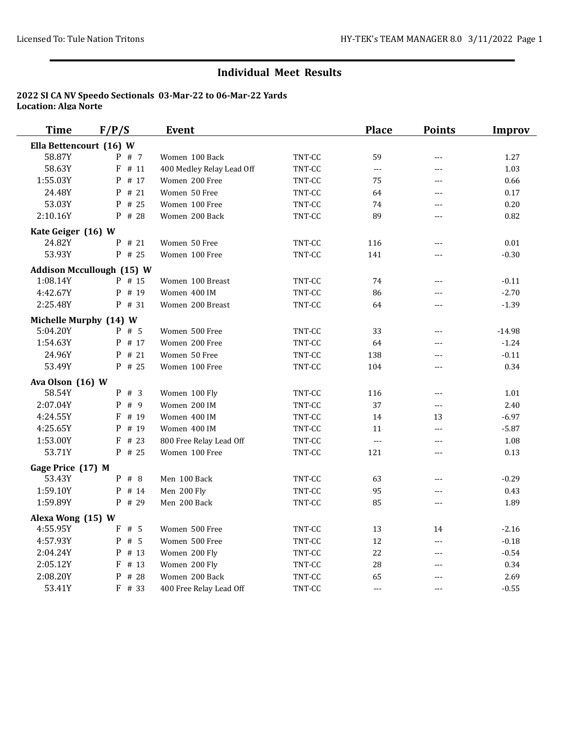# Individual Meet Results

**2022 SI CA NV Speedo Sectionals 03-Mar-22 to 06-Mar-22 Yards**
**Location: Alga Norte**

| Time | F/P/S | Event | | Place | Points | Improv |
|---|---|---|---|---|---|---|
| **Ella Bettencourt (16) W** | | | | | | |
| 58.87Y | P # 7 | Women 100 Back | TNT-CC | 59 | --- | 1.27 |
| 58.63Y | F # 11 | 400 Medley Relay Lead Off | TNT-CC | --- | --- | 1.03 |
| 1:55.03Y | P # 17 | Women 200 Free | TNT-CC | 75 | --- | 0.66 |
| 24.48Y | P # 21 | Women 50 Free | TNT-CC | 64 | --- | 0.17 |
| 53.03Y | P # 25 | Women 100 Free | TNT-CC | 74 | --- | 0.20 |
| 2:10.16Y | P # 28 | Women 200 Back | TNT-CC | 89 | --- | 0.82 |
| **Kate Geiger (16) W** | | | | | | |
| 24.82Y | P # 21 | Women 50 Free | TNT-CC | 116 | --- | 0.01 |
| 53.93Y | P # 25 | Women 100 Free | TNT-CC | 141 | --- | -0.30 |
| **Addison Mccullough (15) W** | | | | | | |
| 1:08.14Y | P # 15 | Women 100 Breast | TNT-CC | 74 | --- | -0.11 |
| 4:42.67Y | P # 19 | Women 400 IM | TNT-CC | 86 | --- | -2.70 |
| 2:25.48Y | P # 31 | Women 200 Breast | TNT-CC | 64 | --- | -1.39 |
| **Michelle Murphy (14) W** | | | | | | |
| 5:04.20Y | P # 5 | Women 500 Free | TNT-CC | 33 | --- | -14.98 |
| 1:54.63Y | P # 17 | Women 200 Free | TNT-CC | 64 | --- | -1.24 |
| 24.96Y | P # 21 | Women 50 Free | TNT-CC | 138 | --- | -0.11 |
| 53.49Y | P # 25 | Women 100 Free | TNT-CC | 104 | --- | 0.34 |
| **Ava Olson (16) W** | | | | | | |
| 58.54Y | P # 3 | Women 100 Fly | TNT-CC | 116 | --- | 1.01 |
| 2:07.04Y | P # 9 | Women 200 IM | TNT-CC | 37 | --- | 2.40 |
| 4:24.55Y | F # 19 | Women 400 IM | TNT-CC | 14 | 13 | -6.97 |
| 4:25.65Y | P # 19 | Women 400 IM | TNT-CC | 11 | --- | -5.87 |
| 1:53.00Y | F # 23 | 800 Free Relay Lead Off | TNT-CC | --- | --- | 1.08 |
| 53.71Y | P # 25 | Women 100 Free | TNT-CC | 121 | --- | 0.13 |
| **Gage Price (17) M** | | | | | | |
| 53.43Y | P # 8 | Men 100 Back | TNT-CC | 63 | --- | -0.29 |
| 1:59.10Y | P # 14 | Men 200 Fly | TNT-CC | 95 | --- | 0.43 |
| 1:59.89Y | P # 29 | Men 200 Back | TNT-CC | 85 | --- | 1.89 |
| **Alexa Wong (15) W** | | | | | | |
| 4:55.95Y | F # 5 | Women 500 Free | TNT-CC | 13 | 14 | -2.16 |
| 4:57.93Y | P # 5 | Women 500 Free | TNT-CC | 12 | --- | -0.18 |
| 2:04.24Y | P # 13 | Women 200 Fly | TNT-CC | 22 | --- | -0.54 |
| 2:05.12Y | F # 13 | Women 200 Fly | TNT-CC | 28 | --- | 0.34 |
| 2:08.20Y | P # 28 | Women 200 Back | TNT-CC | 65 | --- | 2.69 |
| 53.41Y | F # 33 | 400 Free Relay Lead Off | TNT-CC | --- | --- | -0.55 |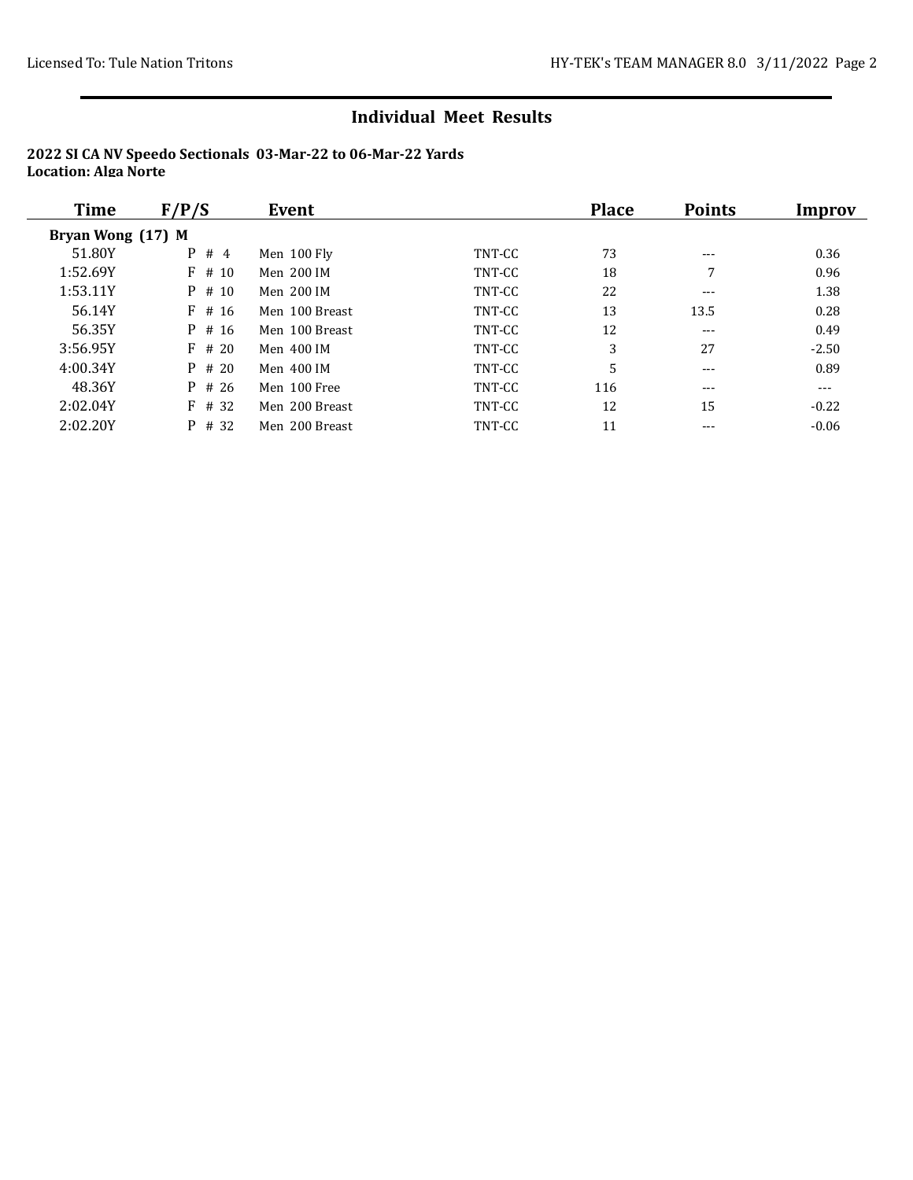## Individual Meet Results

**2022 SI CA NV Speedo Sectionals 03-Mar-22 to 06-Mar-22 Yards**
**Location: Alga Norte**

| Time | F/P/S | Event | | Place | Points | Improv |
|---|---|---|---|---|---|---|
| **Bryan Wong (17) M** | | | | | | |
| 51.80Y | P # 4 | Men 100 Fly | TNT-CC | 73 | --- | 0.36 |
| 1:52.69Y | F # 10 | Men 200 IM | TNT-CC | 18 | 7 | 0.96 |
| 1:53.11Y | P # 10 | Men 200 IM | TNT-CC | 22 | --- | 1.38 |
| 56.14Y | F # 16 | Men 100 Breast | TNT-CC | 13 | 13.5 | 0.28 |
| 56.35Y | P # 16 | Men 100 Breast | TNT-CC | 12 | --- | 0.49 |
| 3:56.95Y | F # 20 | Men 400 IM | TNT-CC | 3 | 27 | -2.50 |
| 4:00.34Y | P # 20 | Men 400 IM | TNT-CC | 5 | --- | 0.89 |
| 48.36Y | P # 26 | Men 100 Free | TNT-CC | 116 | --- | --- |
| 2:02.04Y | F # 32 | Men 200 Breast | TNT-CC | 12 | 15 | -0.22 |
| 2:02.20Y | P # 32 | Men 200 Breast | TNT-CC | 11 | --- | -0.06 |